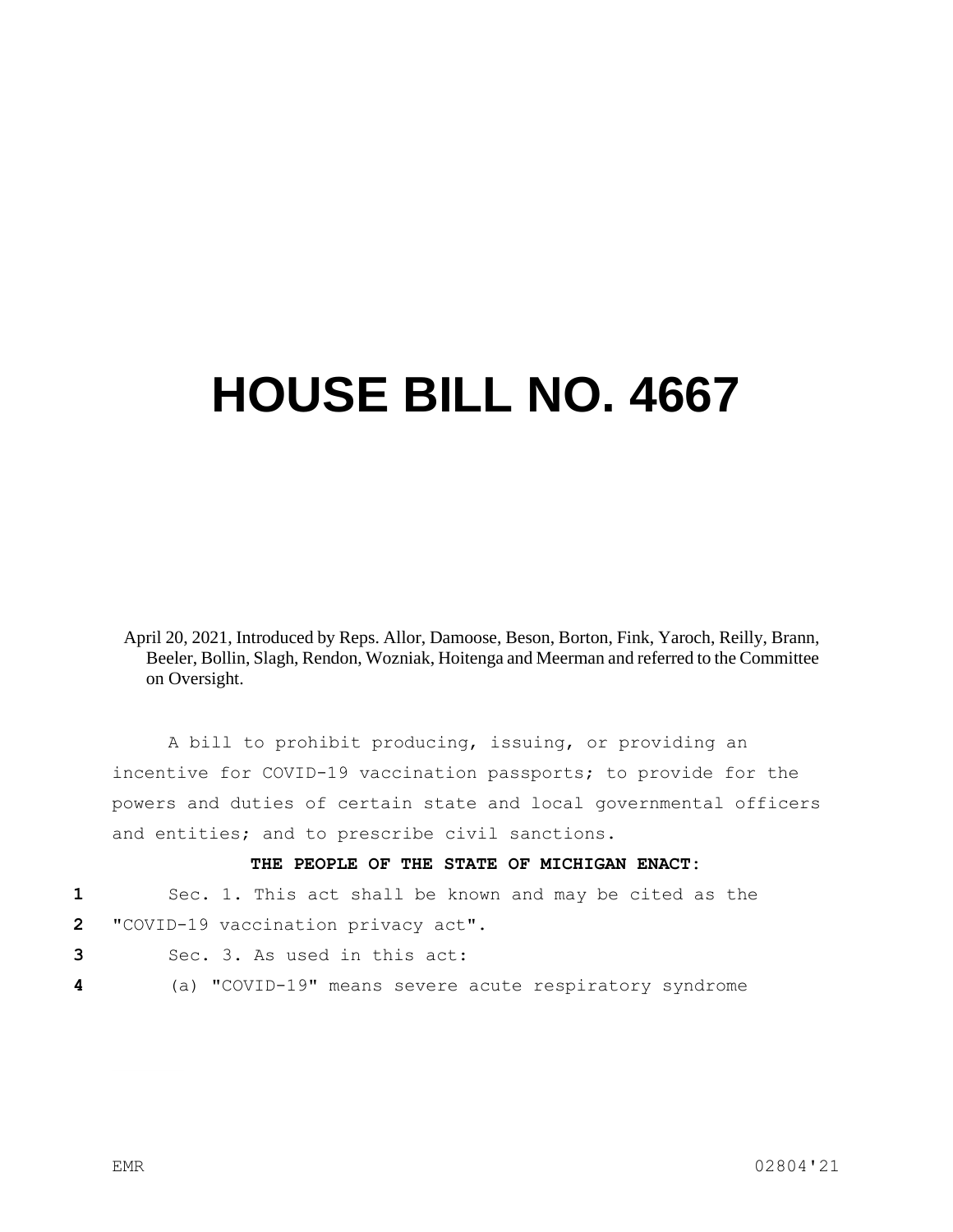# HOUSE BILL NO. 4667

April 20, 2021, Introduced by Reps. Allor, Damoose, Beson, Borton, Fink, Yaroch, Reilly, Brann, Beeler, Bollin, Slagh, Rendon, Wozniak, Hoitenga and Meerman and referred to the Committee on Oversight.

A bill to prohibit producing, issuing, or providing an incentive for COVID-19 vaccination passports; to provide for the powers and duties of certain state and local governmental officers and entities; and to prescribe civil sanctions.

**THE PEOPLE OF THE STATE OF MICHIGAN ENACT:**

Sec. 1. This act shall be known and may be cited as the "COVID-19 vaccination privacy act".

Sec. 3. As used in this act:

(a) "COVID-19" means severe acute respiratory syndrome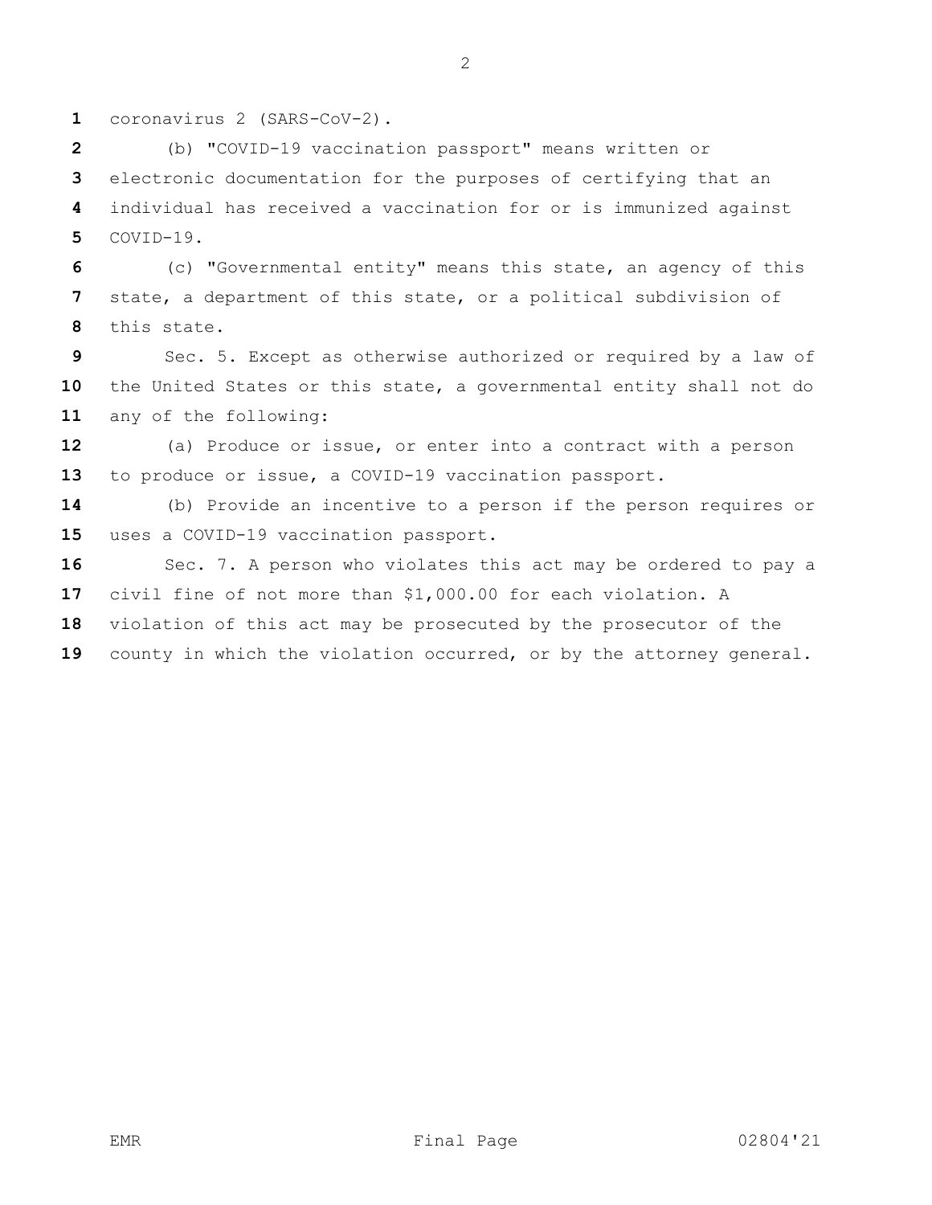coronavirus 2 (SARS-CoV-2).

(b) "COVID-19 vaccination passport" means written or electronic documentation for the purposes of certifying that an individual has received a vaccination for or is immunized against COVID-19.

(c) "Governmental entity" means this state, an agency of this state, a department of this state, or a political subdivision of this state.

Sec. 5. Except as otherwise authorized or required by a law of the United States or this state, a governmental entity shall not do any of the following:

(a) Produce or issue, or enter into a contract with a person to produce or issue, a COVID-19 vaccination passport.

(b) Provide an incentive to a person if the person requires or uses a COVID-19 vaccination passport.

Sec. 7. A person who violates this act may be ordered to pay a civil fine of not more than $1,000.00 for each violation. A violation of this act may be prosecuted by the prosecutor of the county in which the violation occurred, or by the attorney general.